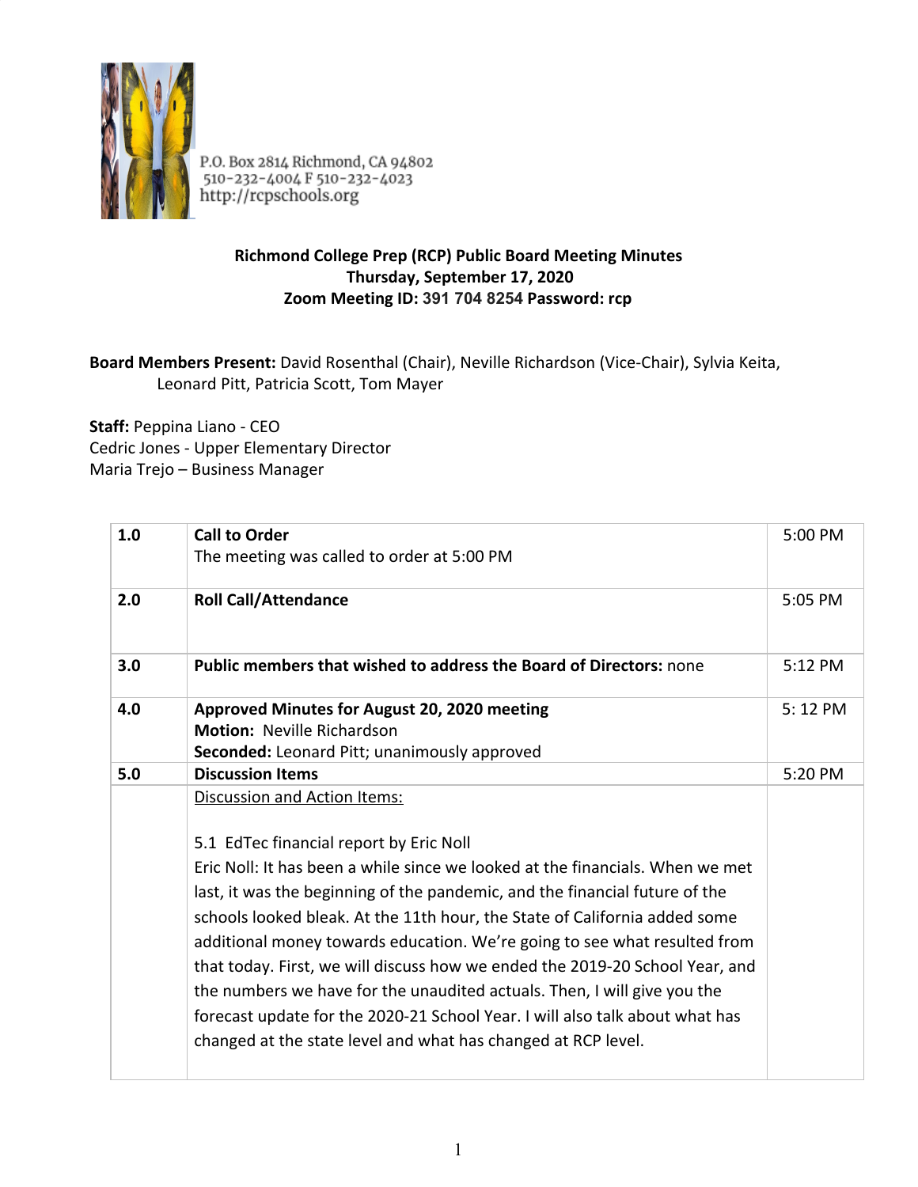P.O. Box 2814 Richmond, CA 94802
510-232-4004 F 510-232-4023
http://rcpschools.org

**Richmond College Prep (RCP) Public Board Meeting Minutes**
**Thursday, September 17, 2020**
**Zoom Meeting ID: 391 704 8254 Password: rcp**

**Board Members Present:** David Rosenthal (Chair), Neville Richardson (Vice-Chair), Sylvia Keita, Leonard Pitt, Patricia Scott, Tom Mayer

**Staff:** Peppina Liano - CEO
Cedric Jones - Upper Elementary Director
Maria Trejo – Business Manager

| | | |
|---|---|---|
| 1.0 | **Call to Order**<br>The meeting was called to order at 5:00 PM | 5:00 PM |
| 2.0 | **Roll Call/Attendance** | 5:05 PM |
| 3.0 | **Public members that wished to address the Board of Directors:** none | 5:12 PM |
| 4.0 | **Approved Minutes for August 20, 2020 meeting**<br>**Motion:** Neville Richardson<br>**Seconded:** Leonard Pitt; unanimously approved | 5: 12 PM |
| 5.0 | **Discussion Items** | 5:20 PM |
| | <u>Discussion and Action Items:</u><br><br>5.1 EdTec financial report by Eric Noll<br>Eric Noll: It has been a while since we looked at the financials. When we met last, it was the beginning of the pandemic, and the financial future of the schools looked bleak. At the 11th hour, the State of California added some additional money towards education. We're going to see what resulted from that today. First, we will discuss how we ended the 2019-20 School Year, and the numbers we have for the unaudited actuals. Then, I will give you the forecast update for the 2020-21 School Year. I will also talk about what has changed at the state level and what has changed at RCP level. | |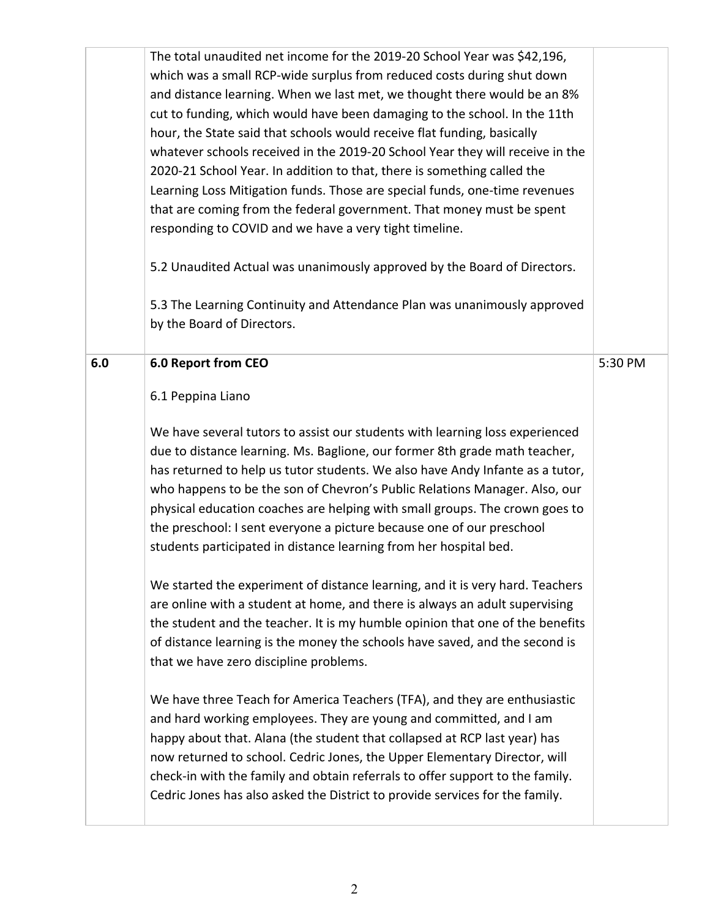| | | |
|---|---|---|
| | The total unaudited net income for the 2019-20 School Year was $42,196, which was a small RCP-wide surplus from reduced costs during shut down and distance learning. When we last met, we thought there would be an 8% cut to funding, which would have been damaging to the school. In the 11th hour, the State said that schools would receive flat funding, basically whatever schools received in the 2019-20 School Year they will receive in the 2020-21 School Year. In addition to that, there is something called the Learning Loss Mitigation funds. Those are special funds, one-time revenues that are coming from the federal government. That money must be spent responding to COVID and we have a very tight timeline.<br><br>5.2 Unaudited Actual was unanimously approved by the Board of Directors.<br><br>5.3 The Learning Continuity and Attendance Plan was unanimously approved by the Board of Directors. | |
| **6.0** | **6.0 Report from CEO**<br><br>6.1 Peppina Liano<br><br>We have several tutors to assist our students with learning loss experienced due to distance learning. Ms. Baglione, our former 8th grade math teacher, has returned to help us tutor students. We also have Andy Infante as a tutor, who happens to be the son of Chevron's Public Relations Manager. Also, our physical education coaches are helping with small groups. The crown goes to the preschool: I sent everyone a picture because one of our preschool students participated in distance learning from her hospital bed.<br><br>We started the experiment of distance learning, and it is very hard. Teachers are online with a student at home, and there is always an adult supervising the student and the teacher. It is my humble opinion that one of the benefits of distance learning is the money the schools have saved, and the second is that we have zero discipline problems.<br><br>We have three Teach for America Teachers (TFA), and they are enthusiastic and hard working employees. They are young and committed, and I am happy about that. Alana (the student that collapsed at RCP last year) has now returned to school. Cedric Jones, the Upper Elementary Director, will check-in with the family and obtain referrals to offer support to the family. Cedric Jones has also asked the District to provide services for the family. | 5:30 PM |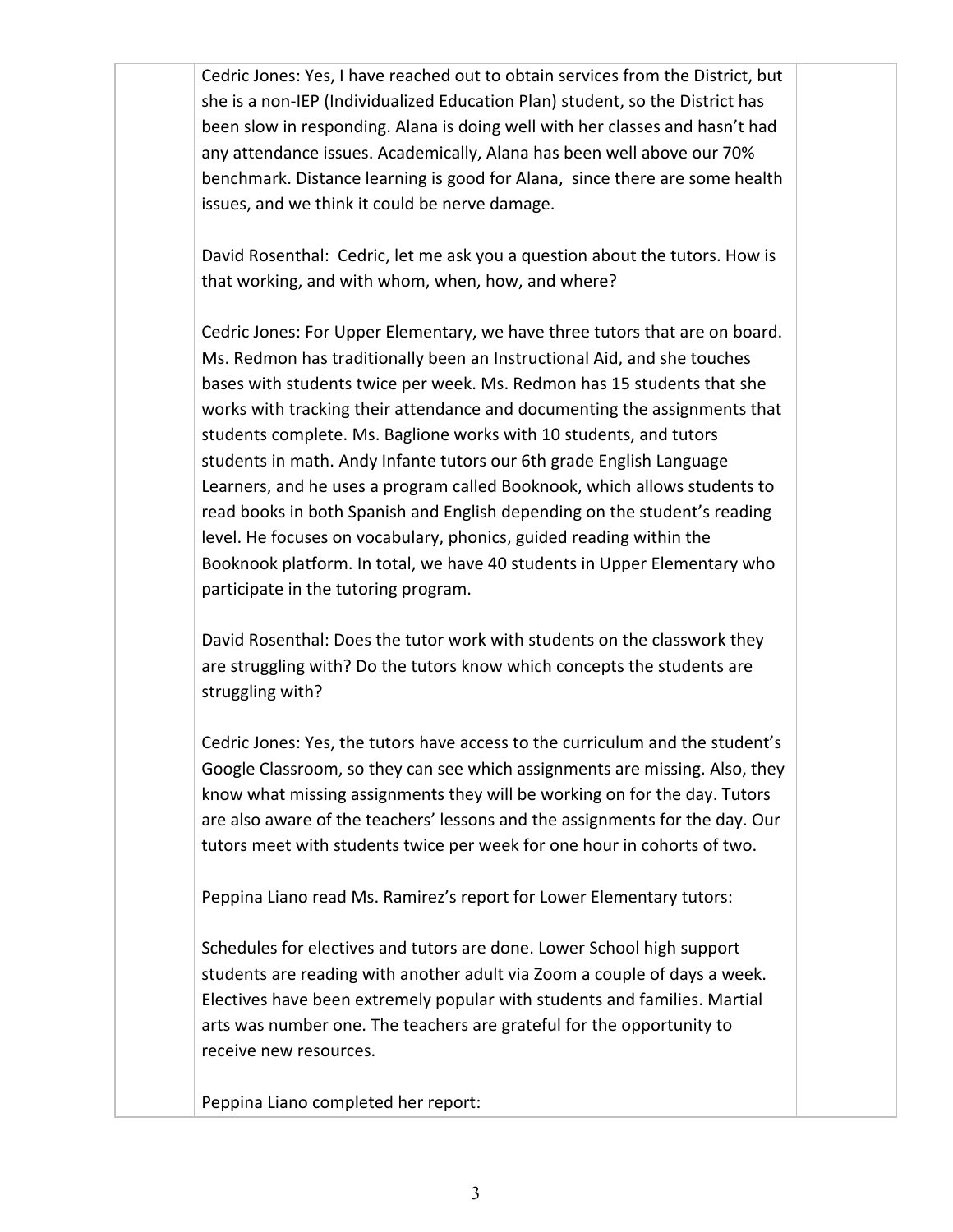Cedric Jones: Yes, I have reached out to obtain services from the District, but she is a non-IEP (Individualized Education Plan) student, so the District has been slow in responding. Alana is doing well with her classes and hasn't had any attendance issues. Academically, Alana has been well above our 70% benchmark. Distance learning is good for Alana, since there are some health issues, and we think it could be nerve damage.

David Rosenthal: Cedric, let me ask you a question about the tutors. How is that working, and with whom, when, how, and where?

Cedric Jones: For Upper Elementary, we have three tutors that are on board. Ms. Redmon has traditionally been an Instructional Aid, and she touches bases with students twice per week. Ms. Redmon has 15 students that she works with tracking their attendance and documenting the assignments that students complete. Ms. Baglione works with 10 students, and tutors students in math. Andy Infante tutors our 6th grade English Language Learners, and he uses a program called Booknook, which allows students to read books in both Spanish and English depending on the student's reading level. He focuses on vocabulary, phonics, guided reading within the Booknook platform. In total, we have 40 students in Upper Elementary who participate in the tutoring program.

David Rosenthal: Does the tutor work with students on the classwork they are struggling with? Do the tutors know which concepts the students are struggling with?

Cedric Jones: Yes, the tutors have access to the curriculum and the student's Google Classroom, so they can see which assignments are missing. Also, they know what missing assignments they will be working on for the day. Tutors are also aware of the teachers' lessons and the assignments for the day. Our tutors meet with students twice per week for one hour in cohorts of two.

Peppina Liano read Ms. Ramirez's report for Lower Elementary tutors:

Schedules for electives and tutors are done. Lower School high support students are reading with another adult via Zoom a couple of days a week. Electives have been extremely popular with students and families. Martial arts was number one. The teachers are grateful for the opportunity to receive new resources.

Peppina Liano completed her report: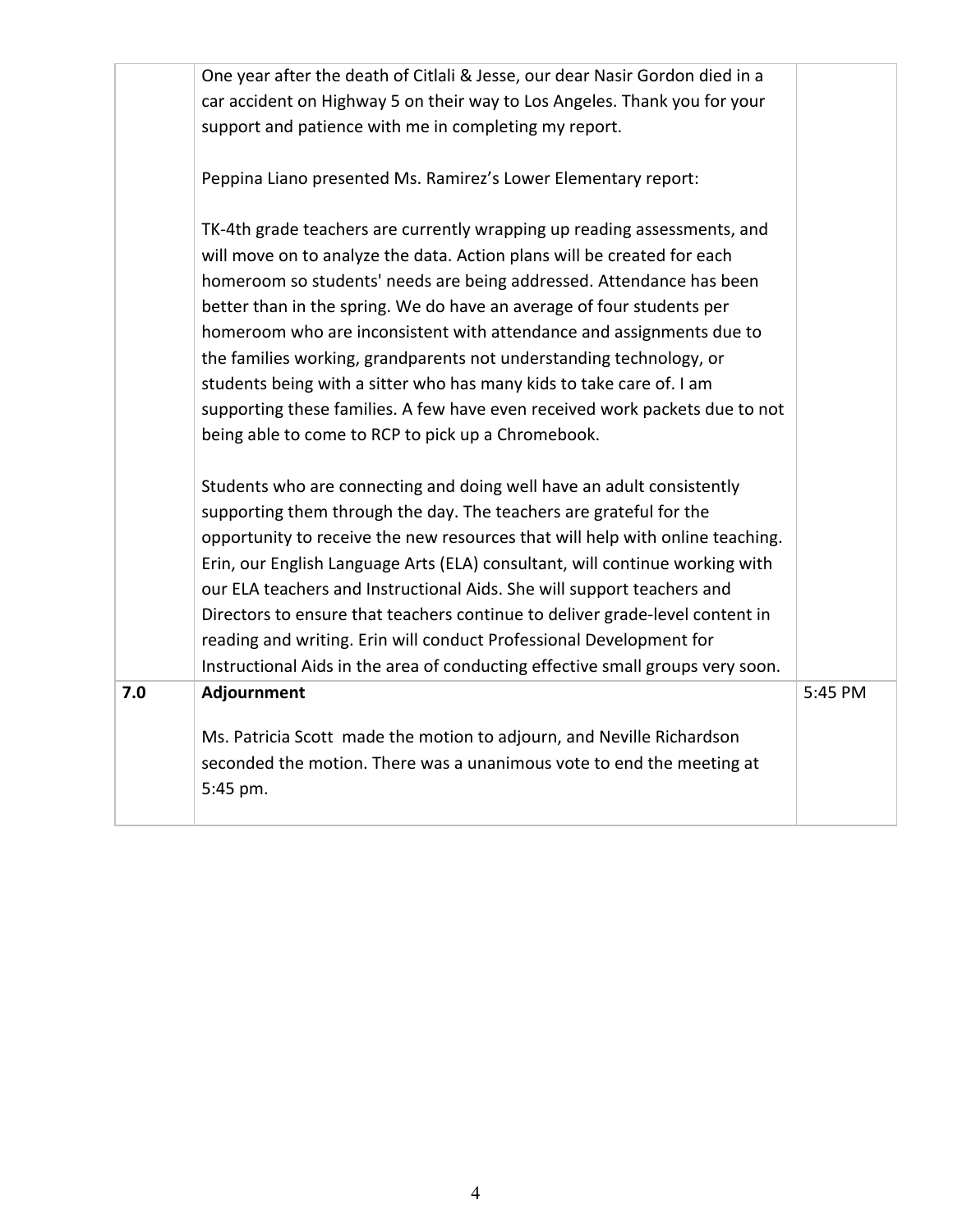| | | |
|---|---|---|
| | One year after the death of Citlali & Jesse, our dear Nasir Gordon died in a car accident on Highway 5 on their way to Los Angeles. Thank you for your support and patience with me in completing my report.<br><br>Peppina Liano presented Ms. Ramirez's Lower Elementary report:<br><br>TK-4th grade teachers are currently wrapping up reading assessments, and will move on to analyze the data. Action plans will be created for each homeroom so students' needs are being addressed. Attendance has been better than in the spring. We do have an average of four students per homeroom who are inconsistent with attendance and assignments due to the families working, grandparents not understanding technology, or students being with a sitter who has many kids to take care of. I am supporting these families. A few have even received work packets due to not being able to come to RCP to pick up a Chromebook.<br><br>Students who are connecting and doing well have an adult consistently supporting them through the day. The teachers are grateful for the opportunity to receive the new resources that will help with online teaching. Erin, our English Language Arts (ELA) consultant, will continue working with our ELA teachers and Instructional Aids. She will support teachers and Directors to ensure that teachers continue to deliver grade-level content in reading and writing. Erin will conduct Professional Development for Instructional Aids in the area of conducting effective small groups very soon. | |
| **7.0** | **Adjournment**<br><br>Ms. Patricia Scott made the motion to adjourn, and Neville Richardson seconded the motion. There was a unanimous vote to end the meeting at 5:45 pm. | 5:45 PM |